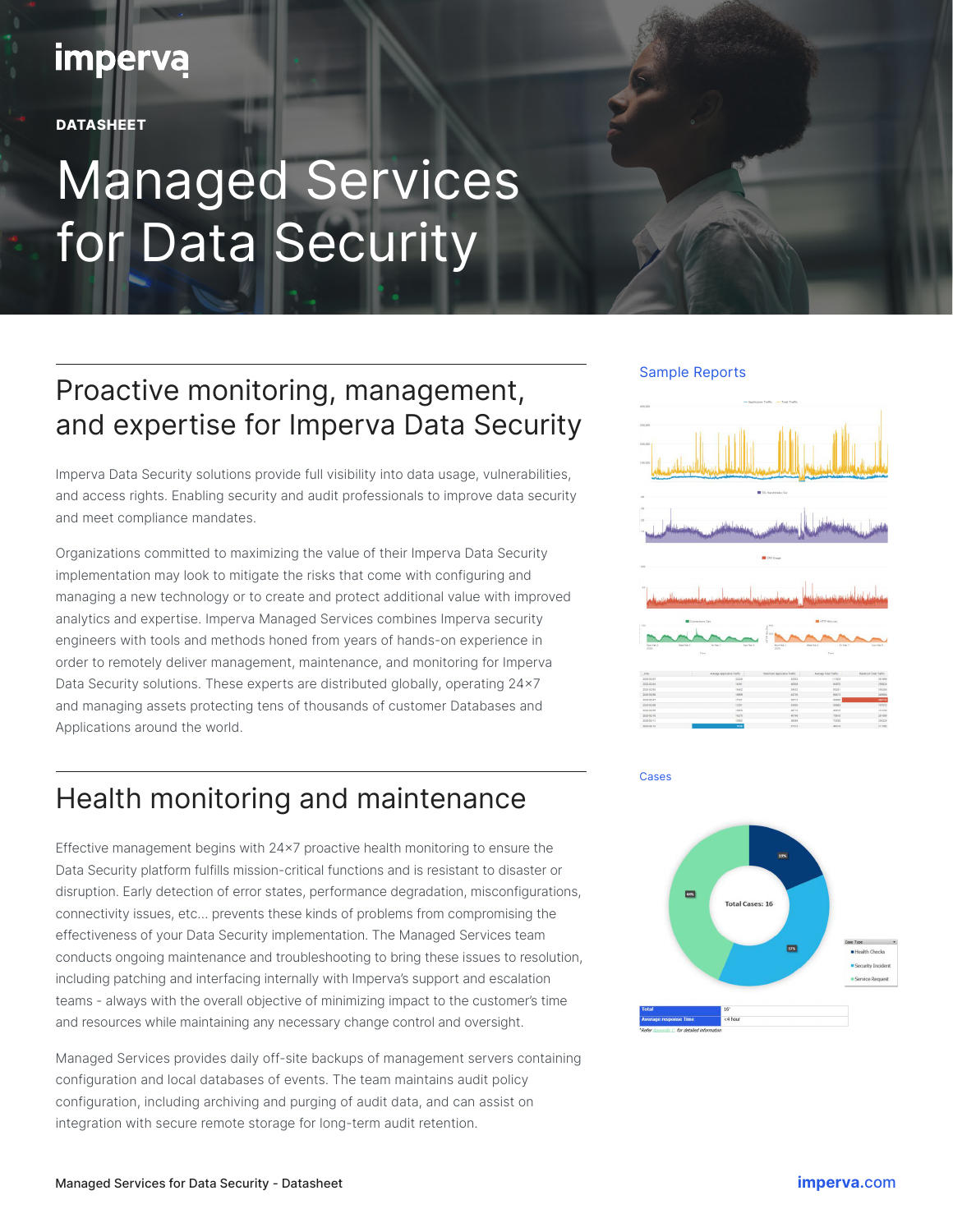imperva

DATASHEET

# Managed Services for Data Security

## Proactive monitoring, management, and expertise for Imperva Data Security

Imperva Data Security solutions provide full visibility into data usage, vulnerabilities, and access rights. Enabling security and audit professionals to improve data security and meet compliance mandates.

Organizations committed to maximizing the value of their Imperva Data Security implementation may look to mitigate the risks that come with configuring and managing a new technology or to create and protect additional value with improved analytics and expertise. Imperva Managed Services combines Imperva security engineers with tools and methods honed from years of hands-on experience in order to remotely deliver management, maintenance, and monitoring for Imperva Data Security solutions. These experts are distributed globally, operating 24×7 and managing assets protecting tens of thousands of customer Databases and Applications around the world.

Sample Reports

Cases

## Health monitoring and maintenance

Effective management begins with 24×7 proactive health monitoring to ensure the Data Security platform fulfills mission-critical functions and is resistant to disaster or disruption. Early detection of error states, performance degradation, misconfigurations, connectivity issues, etc... prevents these kinds of problems from compromising the effectiveness of your Data Security implementation. The Managed Services team conducts ongoing maintenance and troubleshooting to bring these issues to resolution, including patching and interfacing internally with Imperva's support and escalation teams - always with the overall objective of minimizing impact to the customer's time and resources while maintaining any necessary change control and oversight.

Managed Services provides daily off-site backups of management servers containing configuration and local databases of events. The team maintains audit policy configuration, including archiving and purging of audit data, and can assist on integration with secure remote storage for long-term audit retention.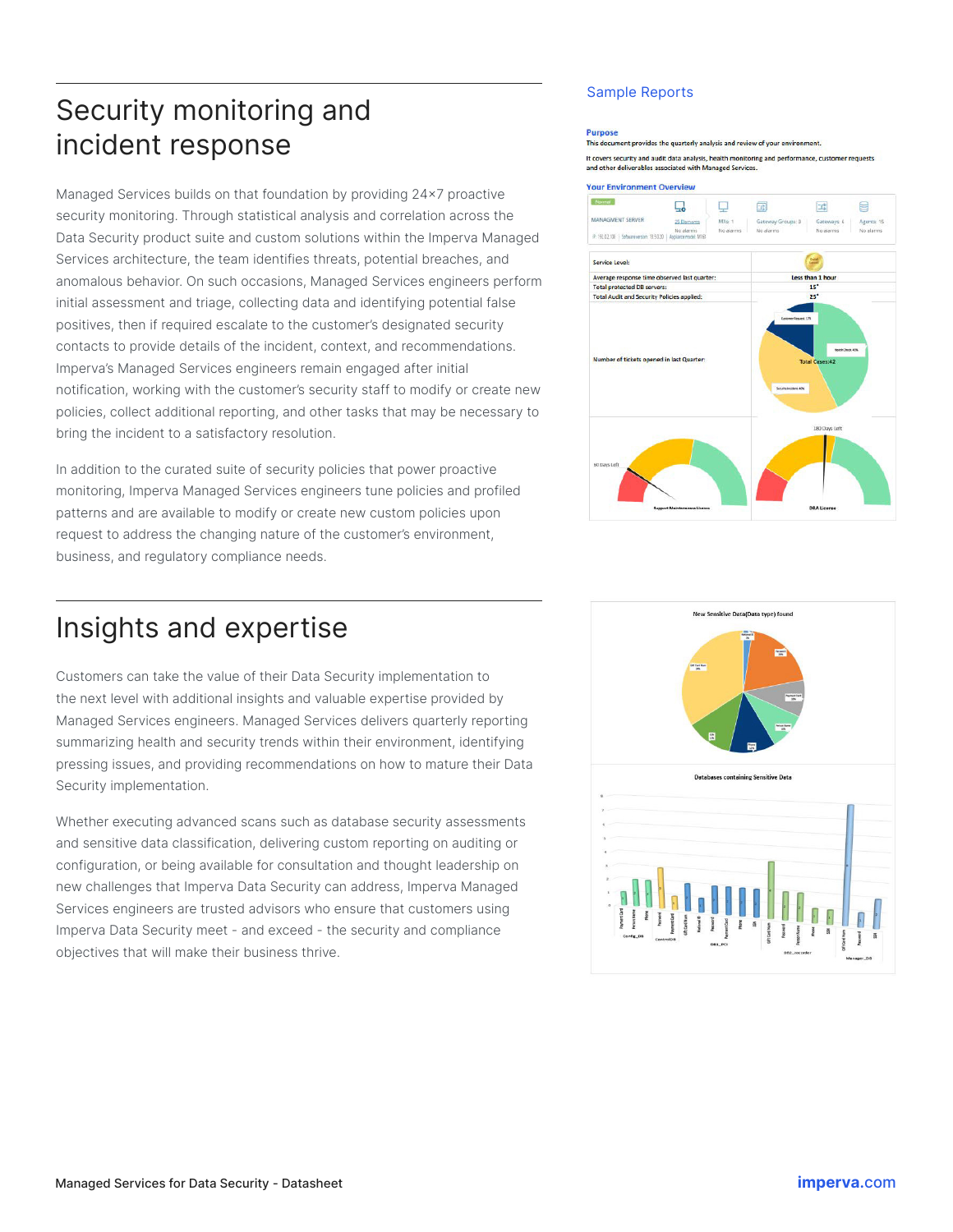# Security monitoring and incident response

Managed Services builds on that foundation by providing 24×7 proactive security monitoring. Through statistical analysis and correlation across the Data Security product suite and custom solutions within the Imperva Managed Services architecture, the team identifies threats, potential breaches, and anomalous behavior. On such occasions, Managed Services engineers perform initial assessment and triage, collecting data and identifying potential false positives, then if required escalate to the customer's designated security contacts to provide details of the incident, context, and recommendations. Imperva's Managed Services engineers remain engaged after initial notification, working with the customer's security staff to modify or create new policies, collect additional reporting, and other tasks that may be necessary to bring the incident to a satisfactory resolution.

In addition to the curated suite of security policies that power proactive monitoring, Imperva Managed Services engineers tune policies and profiled patterns and are available to modify or create new custom policies upon request to address the changing nature of the customer's environment, business, and regulatory compliance needs.

## Sample Reports

**Purpose**

This document provides the quarterly analysis and review of your environment.

It covers security and audit data analysis, health monitoring and performance, customer requests and other deliverables associated with Managed Services.

**Your Environment Overview**

| Service Level: | |
|---|---|
| Average response time observed last quarter: | Less than 1 hour |
| Total protected DB servers: | 15* |
| Total Audit and Security Policies applied: | 25* |
| Number of tickets opened in last Quarter: | Total Cases:42 |

# Insights and expertise

Customers can take the value of their Data Security implementation to the next level with additional insights and valuable expertise provided by Managed Services engineers. Managed Services delivers quarterly reporting summarizing health and security trends within their environment, identifying pressing issues, and providing recommendations on how to mature their Data Security implementation.

Whether executing advanced scans such as database security assessments and sensitive data classification, delivering custom reporting on auditing or configuration, or being available for consultation and thought leadership on new challenges that Imperva Data Security can address, Imperva Managed Services engineers are trusted advisors who ensure that customers using Imperva Data Security meet - and exceed - the security and compliance objectives that will make their business thrive.

New Sensitive Data(Data type) found

Databases containing Sensitive Data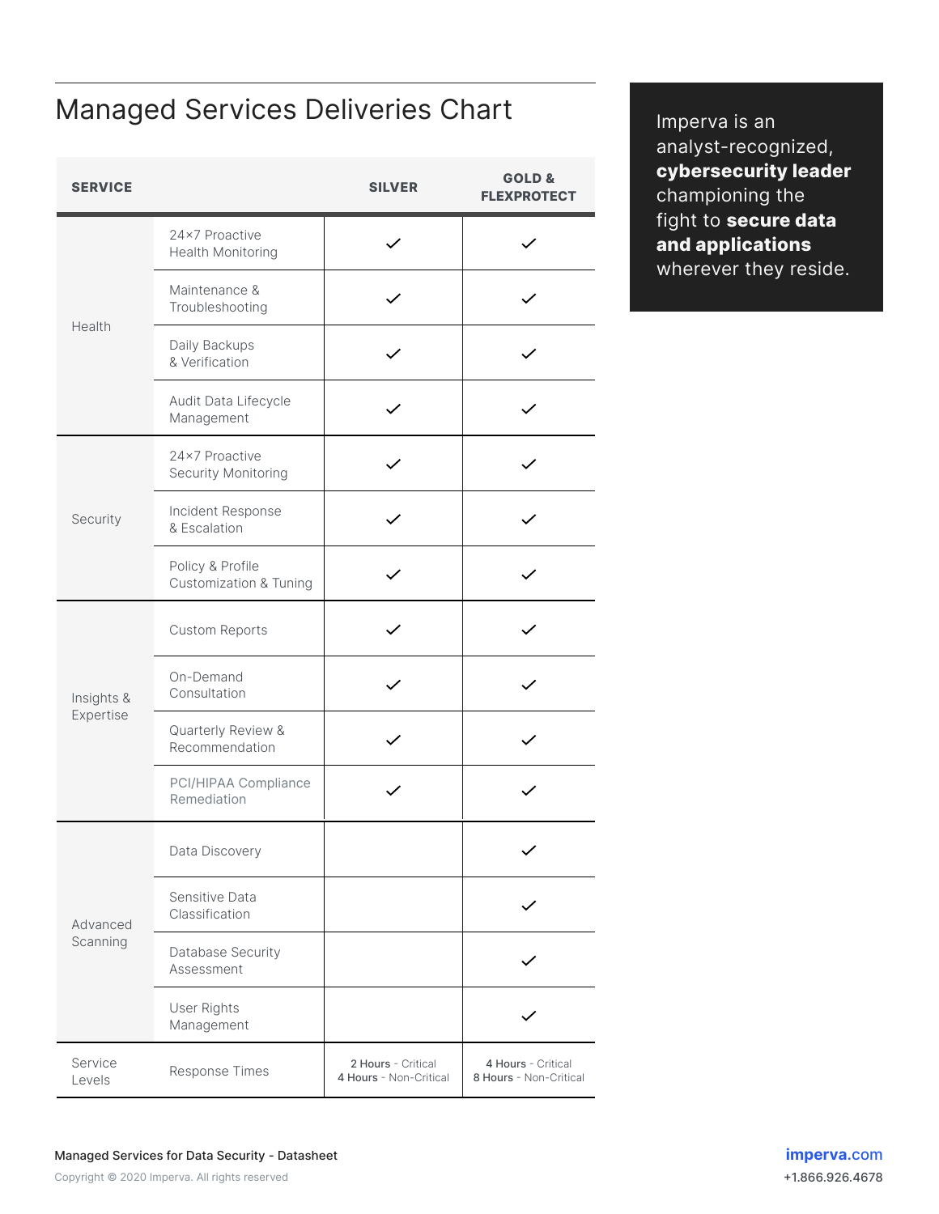## Managed Services Deliveries Chart

| SERVICE | | SILVER | GOLD & FLEXPROTECT |
|---|---|---|---|
| Health | 24×7 Proactive Health Monitoring | ✓ | ✓ |
| | Maintenance & Troubleshooting | ✓ | ✓ |
| | Daily Backups & Verification | ✓ | ✓ |
| | Audit Data Lifecycle Management | ✓ | ✓ |
| Security | 24×7 Proactive Security Monitoring | ✓ | ✓ |
| | Incident Response & Escalation | ✓ | ✓ |
| | Policy & Profile Customization & Tuning | ✓ | ✓ |
| Insights & Expertise | Custom Reports | ✓ | ✓ |
| | On-Demand Consultation | ✓ | ✓ |
| | Quarterly Review & Recommendation | ✓ | ✓ |
| | PCI/HIPAA Compliance Remediation | ✓ | ✓ |
| Advanced Scanning | Data Discovery | | ✓ |
| | Sensitive Data Classification | | ✓ |
| | Database Security Assessment | | ✓ |
| | User Rights Management | | ✓ |
| Service Levels | Response Times | **2 Hours** - Critical<br>**4 Hours** - Non-Critical | **4 Hours** - Critical<br>**8 Hours** - Non-Critical |

Imperva is an analyst-recognized, **cybersecurity leader** championing the fight to **secure data and applications** wherever they reside.

Managed Services for Data Security - Datasheet

Copyright © 2020 Imperva. All rights reserved

**imperva**.com

+1.866.926.4678